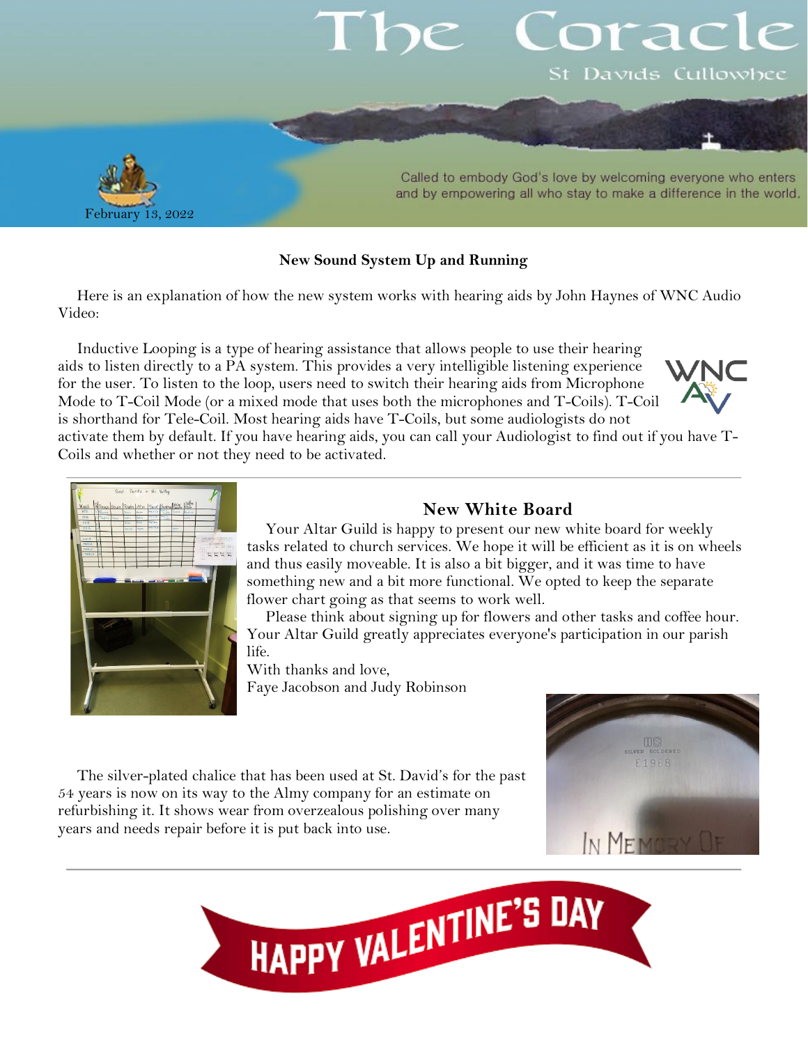# The Coracle

St Davids Cullowhee

February 13, 2022

Called to embody God's love by welcoming everyone who enters and by empowering all who stay to make a difference in the world.

## New Sound System Up and Running

Here is an explanation of how the new system works with hearing aids by John Haynes of WNC Audio Video:

Inductive Looping is a type of hearing assistance that allows people to use their hearing aids to listen directly to a PA system. This provides a very intelligible listening experience for the user. To listen to the loop, users need to switch their hearing aids from Microphone Mode to T-Coil Mode (or a mixed mode that uses both the microphones and T-Coils). T-Coil is shorthand for Tele-Coil. Most hearing aids have T-Coils, but some audiologists do not activate them by default. If you have hearing aids, you can call your Audiologist to find out if you have T-Coils and whether or not they need to be activated.

## New White Board

Your Altar Guild is happy to present our new white board for weekly tasks related to church services. We hope it will be efficient as it is on wheels and thus easily moveable. It is also a bit bigger, and it was time to have something new and a bit more functional. We opted to keep the separate flower chart going as that seems to work well.

Please think about signing up for flowers and other tasks and coffee hour. Your Altar Guild greatly appreciates everyone's participation in our parish life.

With thanks and love,
Faye Jacobson and Judy Robinson

The silver-plated chalice that has been used at St. David's for the past 54 years is now on its way to the Almy company for an estimate on refurbishing it. It shows wear from overzealous polishing over many years and needs repair before it is put back into use.

HAPPY VALENTINE'S DAY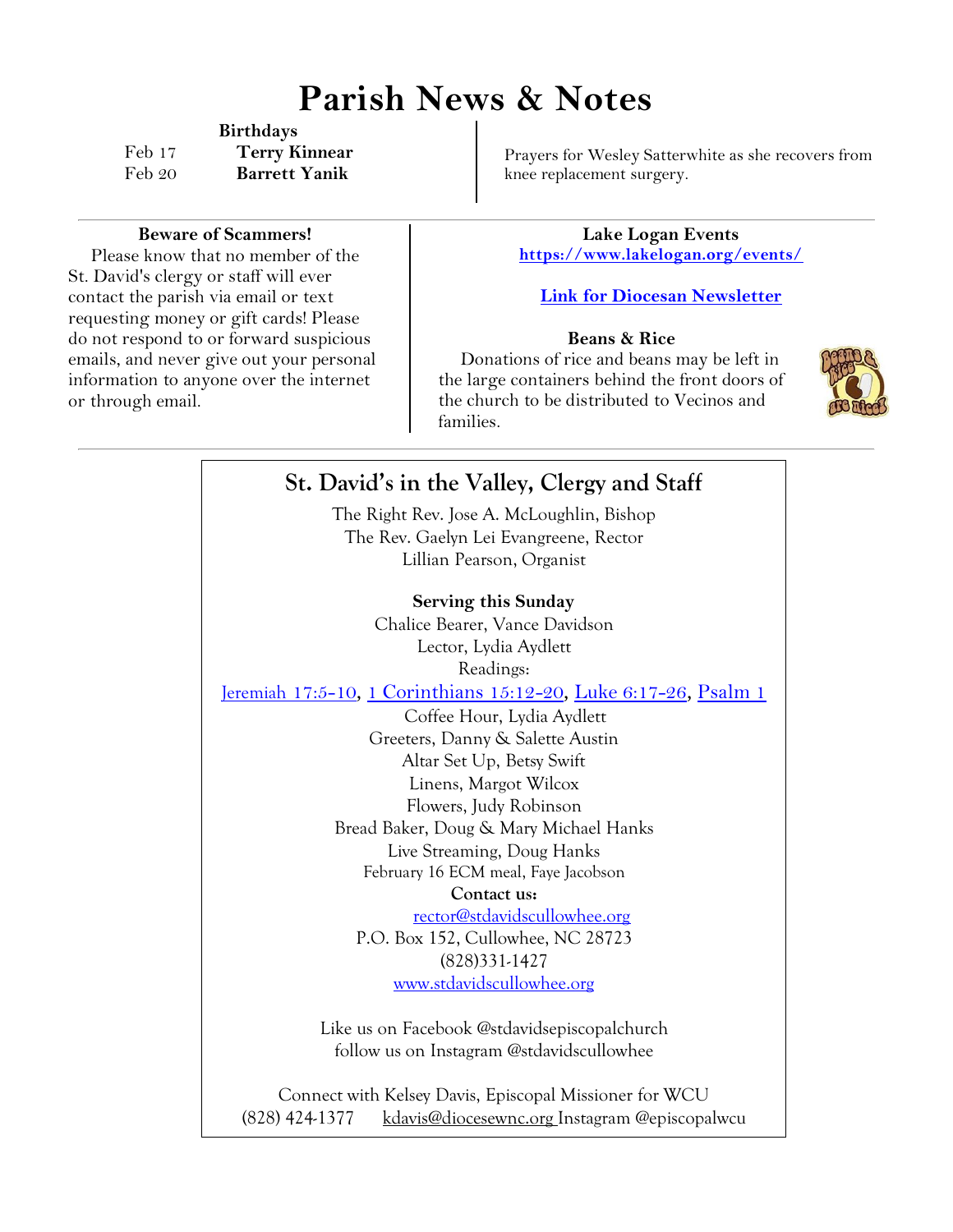# Parish News & Notes

**Birthdays**

Feb 17 **Terry Kinnear**
Feb 20 **Barrett Yanik**

Prayers for Wesley Satterwhite as she recovers from knee replacement surgery.

**Beware of Scammers!**

Please know that no member of the St. David's clergy or staff will ever contact the parish via email or text requesting money or gift cards! Please do not respond to or forward suspicious emails, and never give out your personal information to anyone over the internet or through email.

**Lake Logan Events**
**https://www.lakelogan.org/events/**

**Link for Diocesan Newsletter**

**Beans & Rice**

Donations of rice and beans may be left in the large containers behind the front doors of the church to be distributed to Vecinos and families.

## St. David's in the Valley, Clergy and Staff

The Right Rev. Jose A. McLoughlin, Bishop
The Rev. Gaelyn Lei Evangreene, Rector
Lillian Pearson, Organist

**Serving this Sunday**

Chalice Bearer, Vance Davidson
Lector, Lydia Aydlett
Readings:
Jeremiah 17:5-10, 1 Corinthians 15:12-20, Luke 6:17-26, Psalm 1
Coffee Hour, Lydia Aydlett
Greeters, Danny & Salette Austin
Altar Set Up, Betsy Swift
Linens, Margot Wilcox
Flowers, Judy Robinson
Bread Baker, Doug & Mary Michael Hanks
Live Streaming, Doug Hanks
February 16 ECM meal, Faye Jacobson

**Contact us:**

rector@stdavidscullowhee.org
P.O. Box 152, Cullowhee, NC 28723
(828)331-1427
www.stdavidscullowhee.org

Like us on Facebook @stdavidsepiscopalchurch
follow us on Instagram @stdavidscullowhee

Connect with Kelsey Davis, Episcopal Missioner for WCU
(828) 424-1377 kdavis@diocesewnc.org Instagram @episcopalwcu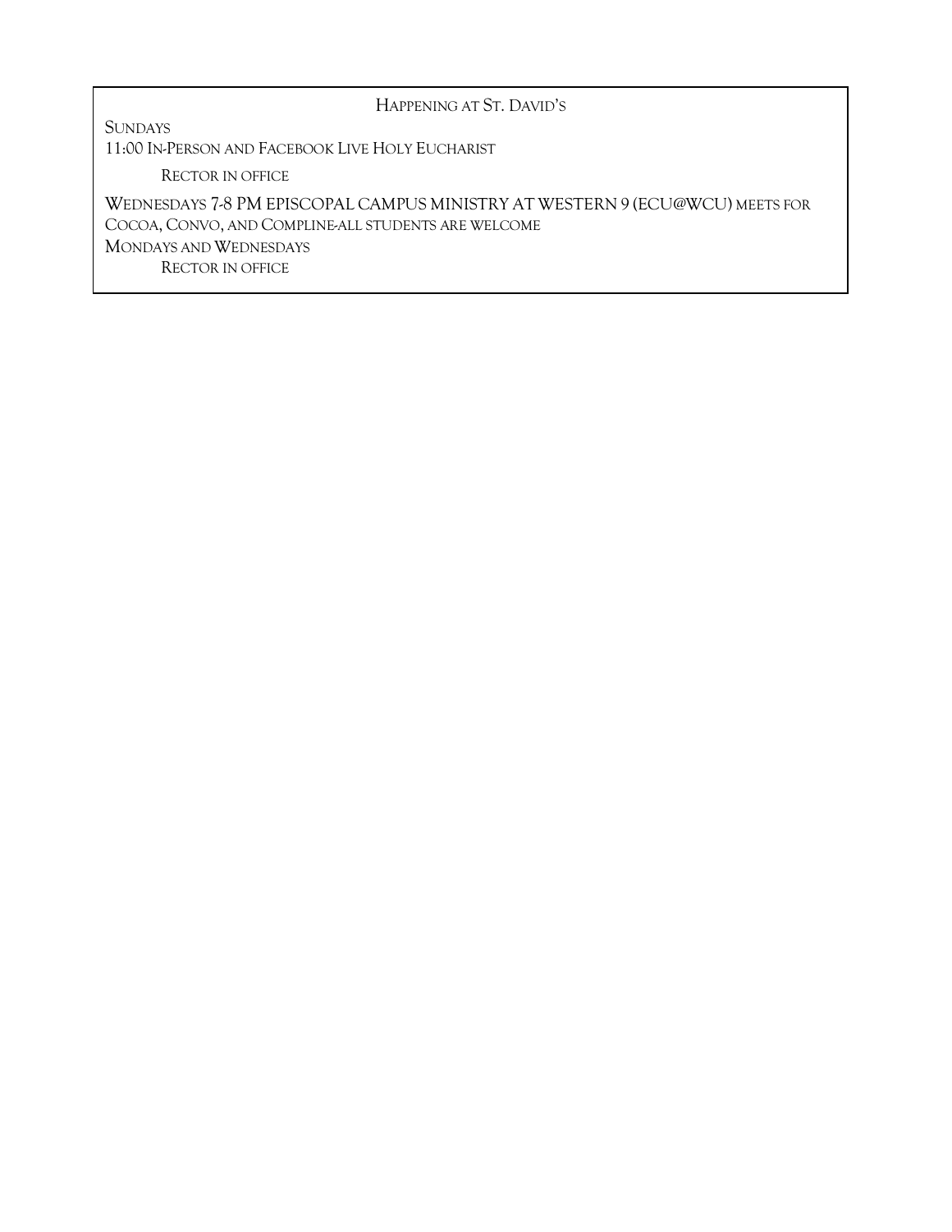## Happening at St. David's

Sundays

11:00 In-Person and Facebook Live Holy Eucharist

Rector in office

Wednesdays 7-8 PM EPISCOPAL CAMPUS MINISTRY AT WESTERN 9 (ECU@WCU) meets for Cocoa, Convo, and Compline-all students are welcome

Mondays and Wednesdays

Rector in office